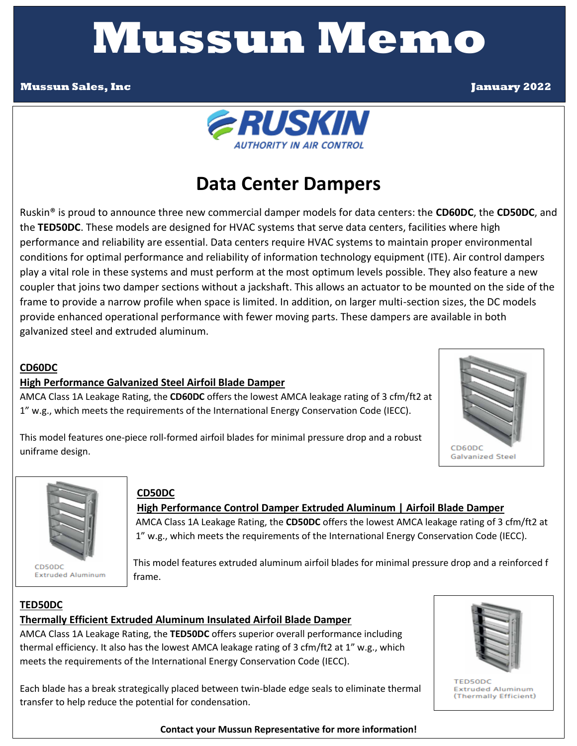# Mussun Memo

**Mussun Sales, Inc** **January 2022**

RUSKIN
AUTHORITY IN AIR CONTROL

## Data Center Dampers

Ruskin® is proud to announce three new commercial damper models for data centers: the **CD60DC**, the **CD50DC**, and the **TED50DC**. These models are designed for HVAC systems that serve data centers, facilities where high performance and reliability are essential. Data centers require HVAC systems to maintain proper environmental conditions for optimal performance and reliability of information technology equipment (ITE). Air control dampers play a vital role in these systems and must perform at the most optimum levels possible. They also feature a new coupler that joins two damper sections without a jackshaft. This allows an actuator to be mounted on the side of the frame to provide a narrow profile when space is limited. In addition, on larger multi-section sizes, the DC models provide enhanced operational performance with fewer moving parts. These dampers are available in both galvanized steel and extruded aluminum.

### CD60DC

**High Performance Galvanized Steel Airfoil Blade Damper**

AMCA Class 1A Leakage Rating, the **CD60DC** offers the lowest AMCA leakage rating of 3 cfm/ft2 at 1" w.g., which meets the requirements of the International Energy Conservation Code (IECC).

This model features one-piece roll-formed airfoil blades for minimal pressure drop and a robust uniframe design.

CD60DC
Galvanized Steel

### CD50DC

**High Performance Control Damper Extruded Aluminum | Airfoil Blade Damper**

AMCA Class 1A Leakage Rating, the **CD50DC** offers the lowest AMCA leakage rating of 3 cfm/ft2 at 1" w.g., which meets the requirements of the International Energy Conservation Code (IECC).

This model features extruded aluminum airfoil blades for minimal pressure drop and a reinforced f frame.

CD50DC
Extruded Aluminum

### TED50DC

**Thermally Efficient Extruded Aluminum Insulated Airfoil Blade Damper**

AMCA Class 1A Leakage Rating, the **TED50DC** offers superior overall performance including thermal efficiency. It also has the lowest AMCA leakage rating of 3 cfm/ft2 at 1" w.g., which meets the requirements of the International Energy Conservation Code (IECC).

Each blade has a break strategically placed between twin-blade edge seals to eliminate thermal transfer to help reduce the potential for condensation.

TED50DC
Extruded Aluminum
(Thermally Efficient)

**Contact your Mussun Representative for more information!**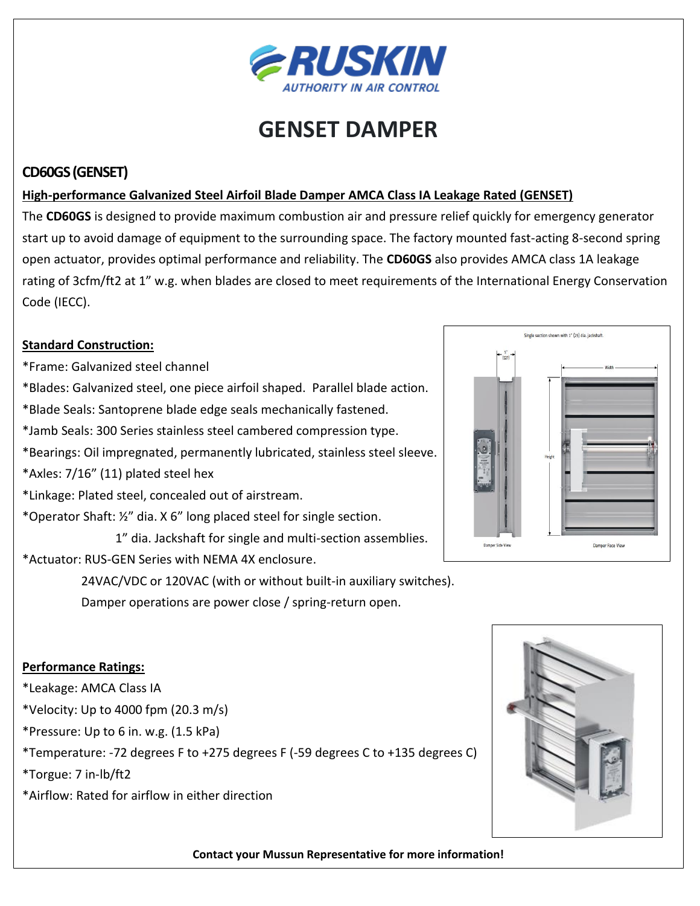# GENSET DAMPER

## CD60GS (GENSET)

**High-performance Galvanized Steel Airfoil Blade Damper AMCA Class IA Leakage Rated (GENSET)**

The **CD60GS** is designed to provide maximum combustion air and pressure relief quickly for emergency generator start up to avoid damage of equipment to the surrounding space. The factory mounted fast-acting 8-second spring open actuator, provides optimal performance and reliability. The **CD60GS** also provides AMCA class 1A leakage rating of 3cfm/ft2 at 1" w.g. when blades are closed to meet requirements of the International Energy Conservation Code (IECC).

**Standard Construction:**

*Frame: Galvanized steel channel
*Blades: Galvanized steel, one piece airfoil shaped. Parallel blade action.
*Blade Seals: Santoprene blade edge seals mechanically fastened.
*Jamb Seals: 300 Series stainless steel cambered compression type.
*Bearings: Oil impregnated, permanently lubricated, stainless steel sleeve.
*Axles: 7/16" (11) plated steel hex
*Linkage: Plated steel, concealed out of airstream.
*Operator Shaft: ½" dia. X 6" long placed steel for single section.
1" dia. Jackshaft for single and multi-section assemblies.
*Actuator: RUS-GEN Series with NEMA 4X enclosure.
24VAC/VDC or 120VAC (with or without built-in auxiliary switches).
Damper operations are power close / spring-return open.

Single section shown with 1" (25) dia. jackshaft.

Damper Side View

Damper Face View

**Performance Ratings:**

*Leakage: AMCA Class IA
*Velocity: Up to 4000 fpm (20.3 m/s)
*Pressure: Up to 6 in. w.g. (1.5 kPa)
*Temperature: -72 degrees F to +275 degrees F (-59 degrees C to +135 degrees C)
*Torgue: 7 in-lb/ft2
*Airflow: Rated for airflow in either direction

**Contact your Mussun Representative for more information!**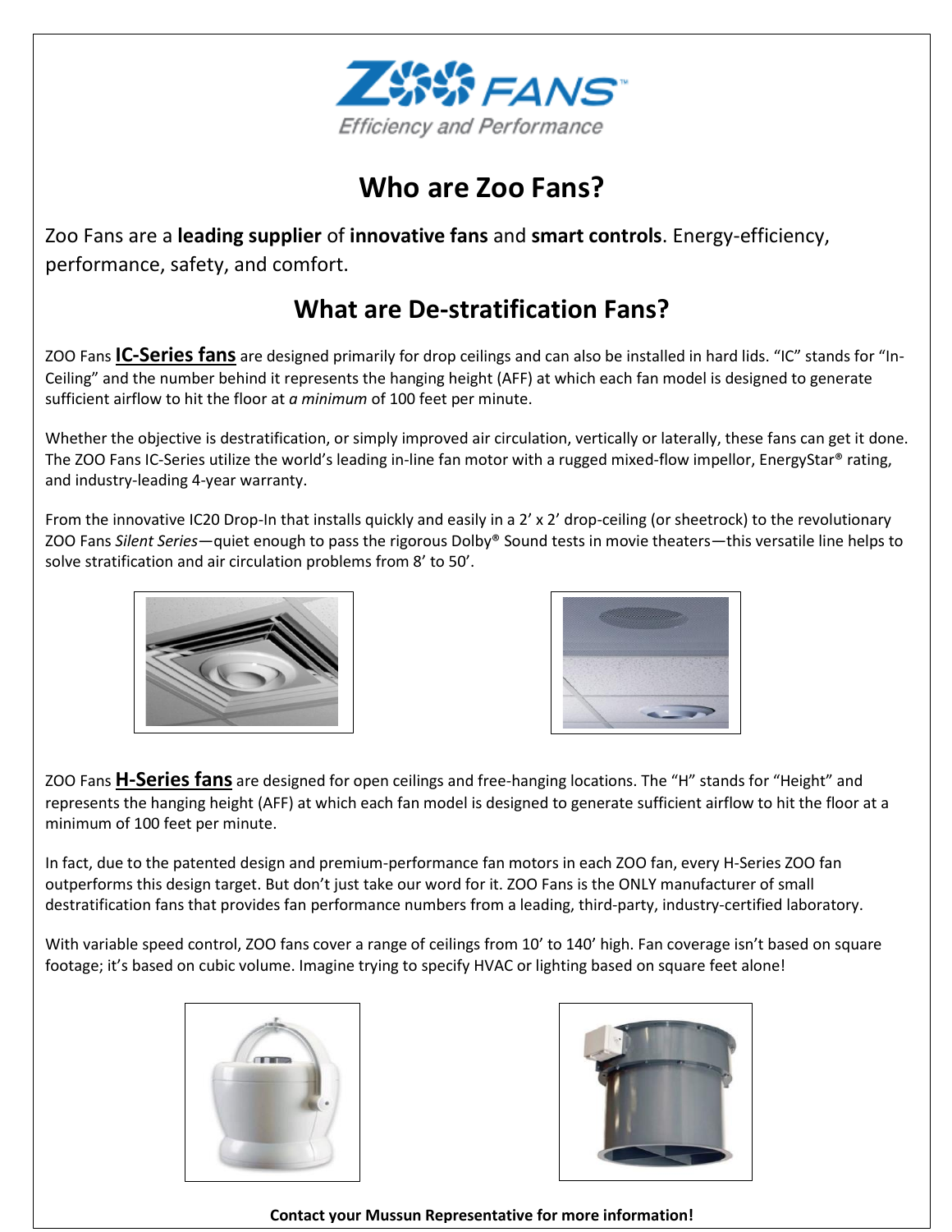ZOO FANS

Efficiency and Performance

# Who are Zoo Fans?

Zoo Fans are a **leading supplier** of **innovative fans** and **smart controls**. Energy-efficiency, performance, safety, and comfort.

## What are De-stratification Fans?

ZOO Fans **IC-Series fans** are designed primarily for drop ceilings and can also be installed in hard lids. "IC" stands for "In-Ceiling" and the number behind it represents the hanging height (AFF) at which each fan model is designed to generate sufficient airflow to hit the floor at *a minimum* of 100 feet per minute.

Whether the objective is destratification, or simply improved air circulation, vertically or laterally, these fans can get it done. The ZOO Fans IC-Series utilize the world's leading in-line fan motor with a rugged mixed-flow impellor, EnergyStar® rating, and industry-leading 4-year warranty.

From the innovative IC20 Drop-In that installs quickly and easily in a 2' x 2' drop-ceiling (or sheetrock) to the revolutionary ZOO Fans *Silent Series*—quiet enough to pass the rigorous Dolby® Sound tests in movie theaters—this versatile line helps to solve stratification and air circulation problems from 8' to 50'.

ZOO Fans **H-Series fans** are designed for open ceilings and free-hanging locations. The "H" stands for "Height" and represents the hanging height (AFF) at which each fan model is designed to generate sufficient airflow to hit the floor at a minimum of 100 feet per minute.

In fact, due to the patented design and premium-performance fan motors in each ZOO fan, every H-Series ZOO fan outperforms this design target. But don't just take our word for it. ZOO Fans is the ONLY manufacturer of small destratification fans that provides fan performance numbers from a leading, third-party, industry-certified laboratory.

With variable speed control, ZOO fans cover a range of ceilings from 10' to 140' high. Fan coverage isn't based on square footage; it's based on cubic volume. Imagine trying to specify HVAC or lighting based on square feet alone!

**Contact your Mussun Representative for more information!**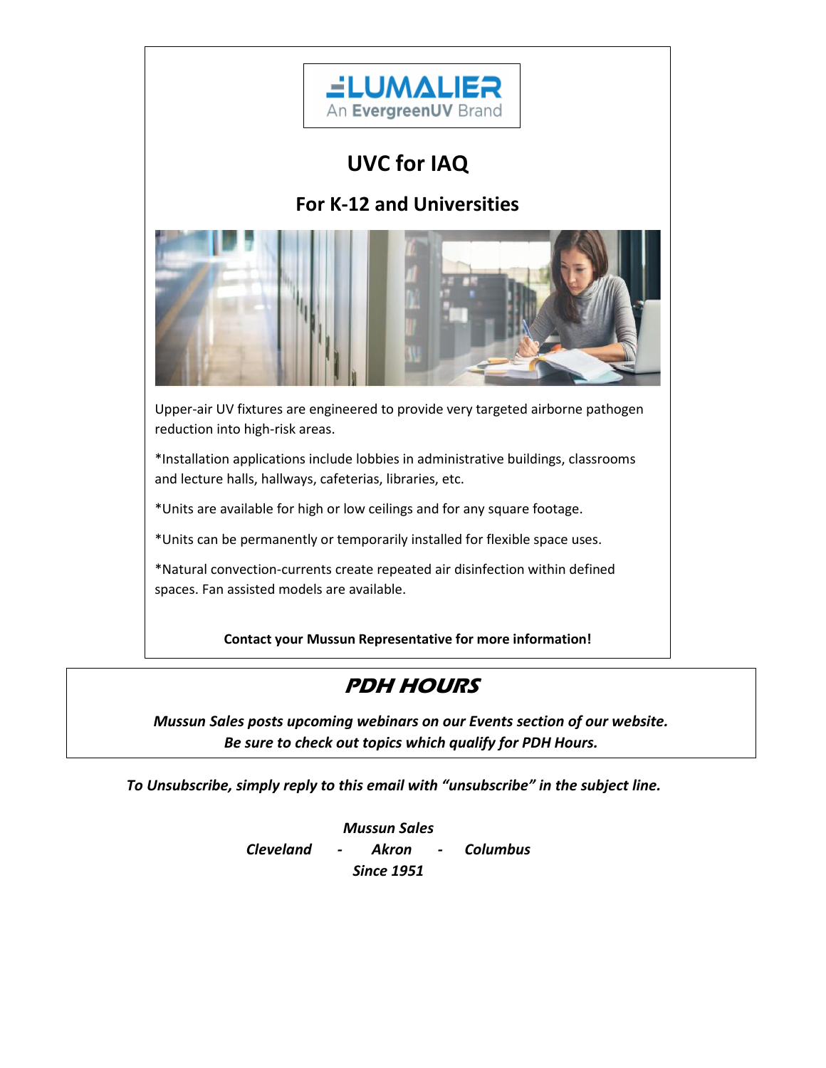LUMALIER
An EvergreenUV Brand

## UVC for IAQ

### For K-12 and Universities

Upper-air UV fixtures are engineered to provide very targeted airborne pathogen reduction into high-risk areas.

*Installation applications include lobbies in administrative buildings, classrooms and lecture halls, hallways, cafeterias, libraries, etc.

*Units are available for high or low ceilings and for any square footage.

*Units can be permanently or temporarily installed for flexible space uses.

*Natural convection-currents create repeated air disinfection within defined spaces. Fan assisted models are available.

**Contact your Mussun Representative for more information!**

## *PDH HOURS*

***Mussun Sales posts upcoming webinars on our Events section of our website. Be sure to check out topics which qualify for PDH Hours.***

***To Unsubscribe, simply reply to this email with "unsubscribe" in the subject line.***

***Mussun Sales***
***Cleveland - Akron - Columbus***
***Since 1951***